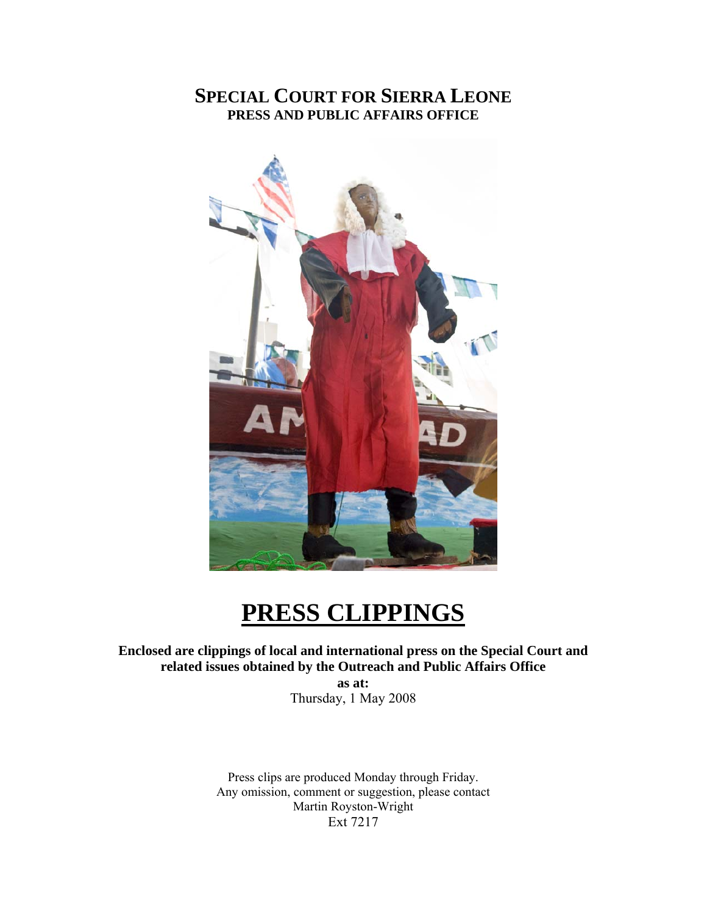# SPECIAL COURT FOR SIERRA LEONE

## PRESS AND PUBLIC AFFAIRS OFFICE

# PRESS CLIPPINGS

**Enclosed are clippings of local and international press on the Special Court and related issues obtained by the Outreach and Public Affairs Office**

**as at:**

Thursday, 1 May 2008

Press clips are produced Monday through Friday.
Any omission, comment or suggestion, please contact
Martin Royston-Wright
Ext 7217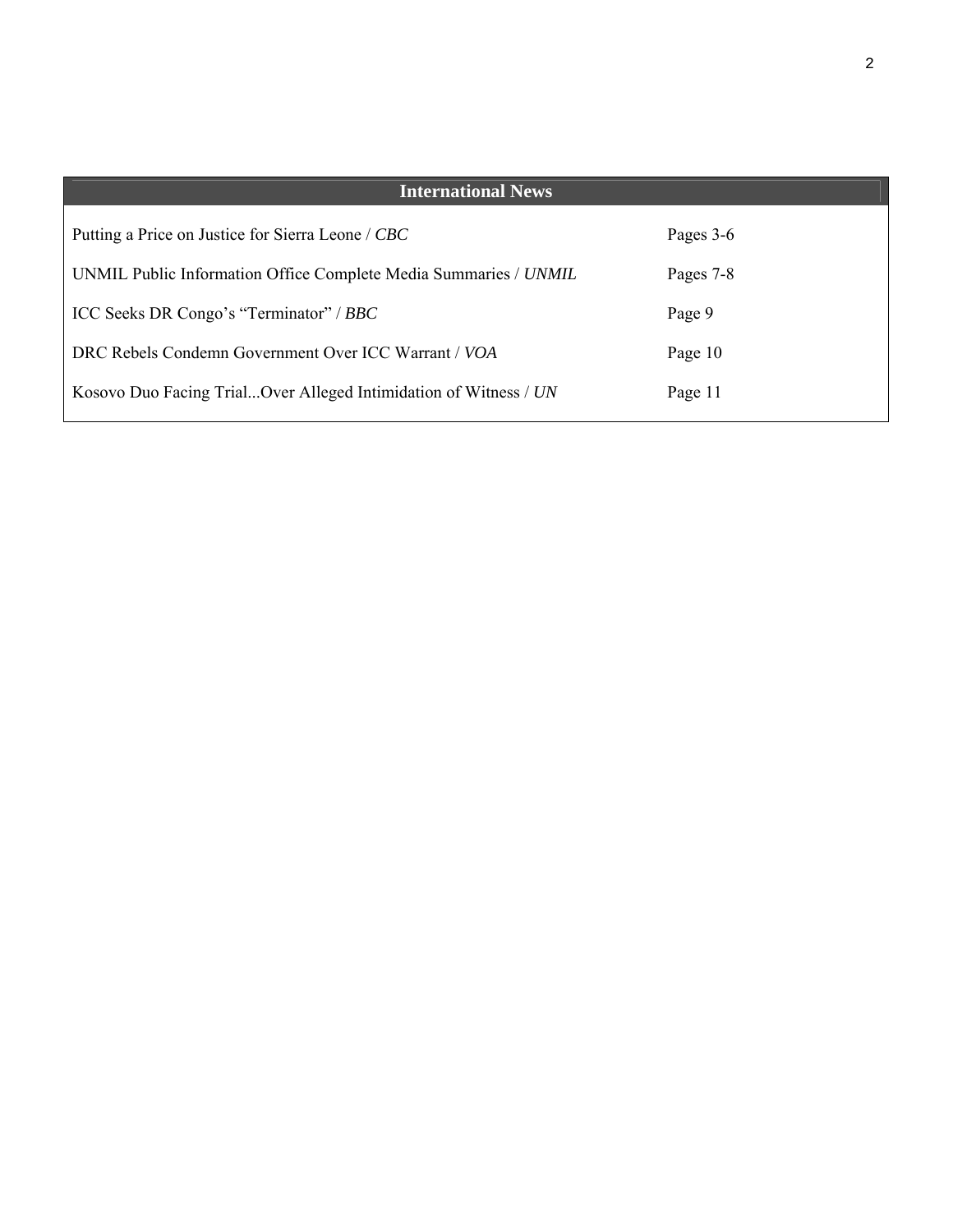## International News

| | |
|---|---|
| Putting a Price on Justice for Sierra Leone / *CBC* | Pages 3-6 |
| UNMIL Public Information Office Complete Media Summaries / *UNMIL* | Pages 7-8 |
| ICC Seeks DR Congo's "Terminator" / *BBC* | Page 9 |
| DRC Rebels Condemn Government Over ICC Warrant / *VOA* | Page 10 |
| Kosovo Duo Facing Trial...Over Alleged Intimidation of Witness / *UN* | Page 11 |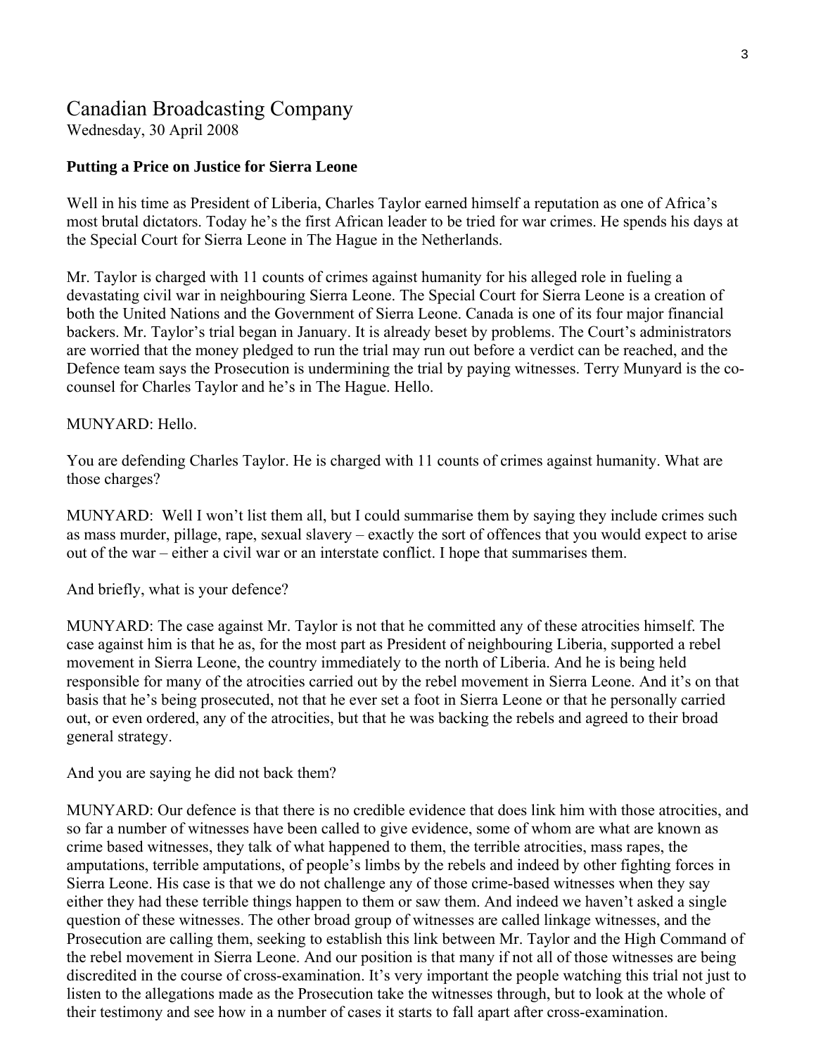# Canadian Broadcasting Company

Wednesday, 30 April 2008

**Putting a Price on Justice for Sierra Leone**

Well in his time as President of Liberia, Charles Taylor earned himself a reputation as one of Africa's most brutal dictators. Today he's the first African leader to be tried for war crimes. He spends his days at the Special Court for Sierra Leone in The Hague in the Netherlands.

Mr. Taylor is charged with 11 counts of crimes against humanity for his alleged role in fueling a devastating civil war in neighbouring Sierra Leone. The Special Court for Sierra Leone is a creation of both the United Nations and the Government of Sierra Leone. Canada is one of its four major financial backers. Mr. Taylor's trial began in January. It is already beset by problems. The Court's administrators are worried that the money pledged to run the trial may run out before a verdict can be reached, and the Defence team says the Prosecution is undermining the trial by paying witnesses. Terry Munyard is the co-counsel for Charles Taylor and he's in The Hague. Hello.

MUNYARD: Hello.

You are defending Charles Taylor. He is charged with 11 counts of crimes against humanity. What are those charges?

MUNYARD: Well I won't list them all, but I could summarise them by saying they include crimes such as mass murder, pillage, rape, sexual slavery – exactly the sort of offences that you would expect to arise out of the war – either a civil war or an interstate conflict. I hope that summarises them.

And briefly, what is your defence?

MUNYARD: The case against Mr. Taylor is not that he committed any of these atrocities himself. The case against him is that he as, for the most part as President of neighbouring Liberia, supported a rebel movement in Sierra Leone, the country immediately to the north of Liberia. And he is being held responsible for many of the atrocities carried out by the rebel movement in Sierra Leone. And it's on that basis that he's being prosecuted, not that he ever set a foot in Sierra Leone or that he personally carried out, or even ordered, any of the atrocities, but that he was backing the rebels and agreed to their broad general strategy.

And you are saying he did not back them?

MUNYARD: Our defence is that there is no credible evidence that does link him with those atrocities, and so far a number of witnesses have been called to give evidence, some of whom are what are known as crime based witnesses, they talk of what happened to them, the terrible atrocities, mass rapes, the amputations, terrible amputations, of people's limbs by the rebels and indeed by other fighting forces in Sierra Leone. His case is that we do not challenge any of those crime-based witnesses when they say either they had these terrible things happen to them or saw them. And indeed we haven't asked a single question of these witnesses. The other broad group of witnesses are called linkage witnesses, and the Prosecution are calling them, seeking to establish this link between Mr. Taylor and the High Command of the rebel movement in Sierra Leone. And our position is that many if not all of those witnesses are being discredited in the course of cross-examination. It's very important the people watching this trial not just to listen to the allegations made as the Prosecution take the witnesses through, but to look at the whole of their testimony and see how in a number of cases it starts to fall apart after cross-examination.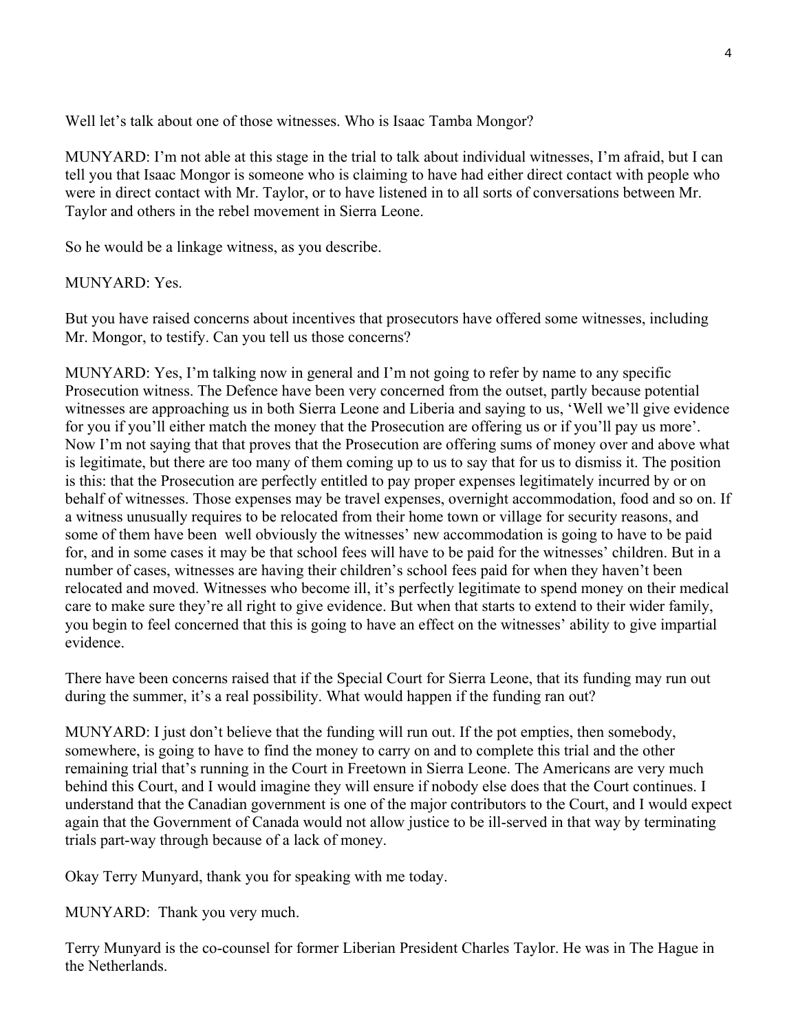Well let's talk about one of those witnesses. Who is Isaac Tamba Mongor?

MUNYARD: I'm not able at this stage in the trial to talk about individual witnesses, I'm afraid, but I can tell you that Isaac Mongor is someone who is claiming to have had either direct contact with people who were in direct contact with Mr. Taylor, or to have listened in to all sorts of conversations between Mr. Taylor and others in the rebel movement in Sierra Leone.

So he would be a linkage witness, as you describe.

MUNYARD: Yes.

But you have raised concerns about incentives that prosecutors have offered some witnesses, including Mr. Mongor, to testify. Can you tell us those concerns?

MUNYARD: Yes, I'm talking now in general and I'm not going to refer by name to any specific Prosecution witness. The Defence have been very concerned from the outset, partly because potential witnesses are approaching us in both Sierra Leone and Liberia and saying to us, 'Well we'll give evidence for you if you'll either match the money that the Prosecution are offering us or if you'll pay us more'. Now I'm not saying that that proves that the Prosecution are offering sums of money over and above what is legitimate, but there are too many of them coming up to us to say that for us to dismiss it. The position is this: that the Prosecution are perfectly entitled to pay proper expenses legitimately incurred by or on behalf of witnesses. Those expenses may be travel expenses, overnight accommodation, food and so on. If a witness unusually requires to be relocated from their home town or village for security reasons, and some of them have been  well obviously the witnesses' new accommodation is going to have to be paid for, and in some cases it may be that school fees will have to be paid for the witnesses' children. But in a number of cases, witnesses are having their children's school fees paid for when they haven't been relocated and moved. Witnesses who become ill, it's perfectly legitimate to spend money on their medical care to make sure they're all right to give evidence. But when that starts to extend to their wider family, you begin to feel concerned that this is going to have an effect on the witnesses' ability to give impartial evidence.

There have been concerns raised that if the Special Court for Sierra Leone, that its funding may run out during the summer, it's a real possibility. What would happen if the funding ran out?

MUNYARD: I just don't believe that the funding will run out. If the pot empties, then somebody, somewhere, is going to have to find the money to carry on and to complete this trial and the other remaining trial that's running in the Court in Freetown in Sierra Leone. The Americans are very much behind this Court, and I would imagine they will ensure if nobody else does that the Court continues. I understand that the Canadian government is one of the major contributors to the Court, and I would expect again that the Government of Canada would not allow justice to be ill-served in that way by terminating trials part-way through because of a lack of money.

Okay Terry Munyard, thank you for speaking with me today.

MUNYARD: Thank you very much.

Terry Munyard is the co-counsel for former Liberian President Charles Taylor. He was in The Hague in the Netherlands.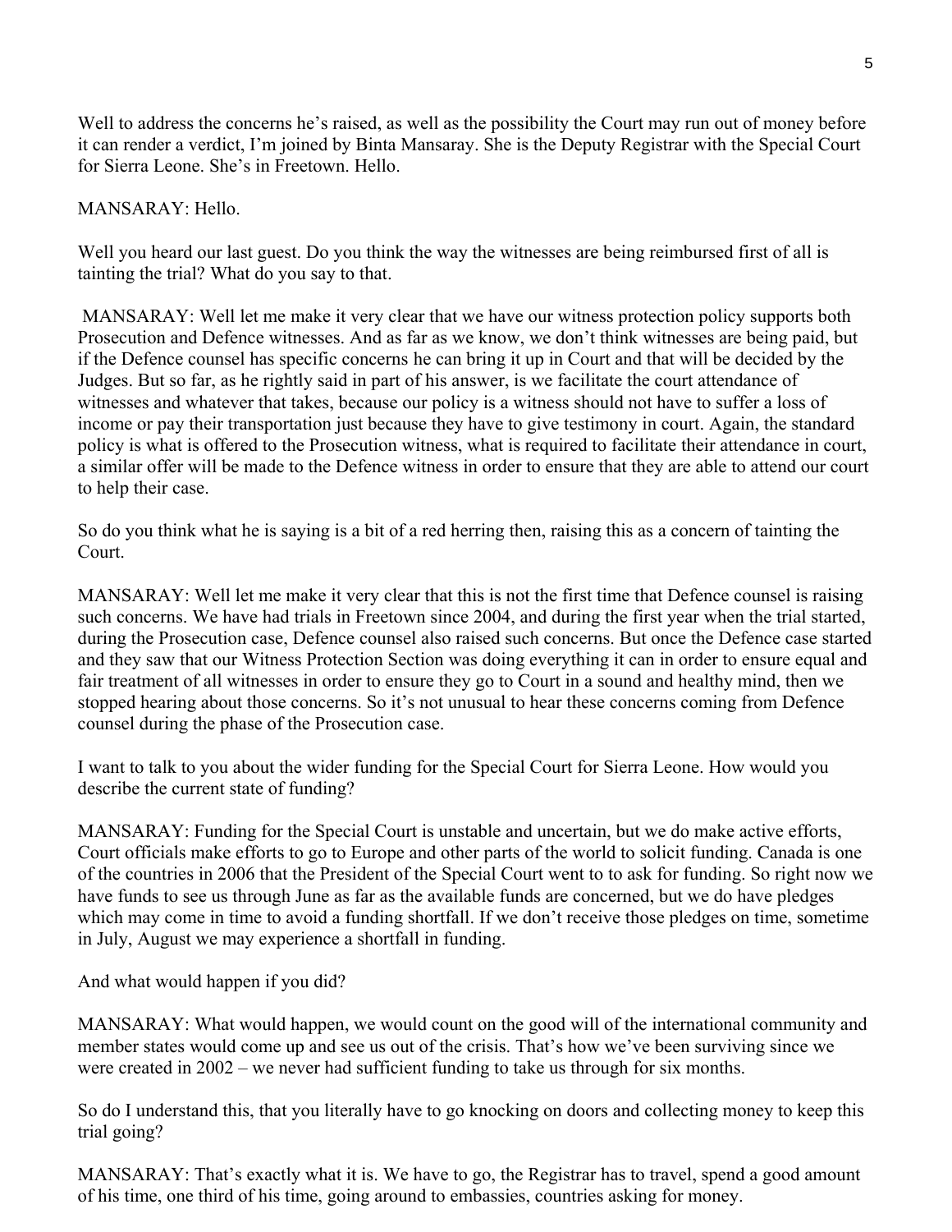Well to address the concerns he's raised, as well as the possibility the Court may run out of money before it can render a verdict, I'm joined by Binta Mansaray. She is the Deputy Registrar with the Special Court for Sierra Leone. She's in Freetown. Hello.

MANSARAY: Hello.

Well you heard our last guest. Do you think the way the witnesses are being reimbursed first of all is tainting the trial? What do you say to that.

MANSARAY: Well let me make it very clear that we have our witness protection policy supports both Prosecution and Defence witnesses. And as far as we know, we don't think witnesses are being paid, but if the Defence counsel has specific concerns he can bring it up in Court and that will be decided by the Judges. But so far, as he rightly said in part of his answer, is we facilitate the court attendance of witnesses and whatever that takes, because our policy is a witness should not have to suffer a loss of income or pay their transportation just because they have to give testimony in court. Again, the standard policy is what is offered to the Prosecution witness, what is required to facilitate their attendance in court, a similar offer will be made to the Defence witness in order to ensure that they are able to attend our court to help their case.

So do you think what he is saying is a bit of a red herring then, raising this as a concern of tainting the Court.

MANSARAY: Well let me make it very clear that this is not the first time that Defence counsel is raising such concerns. We have had trials in Freetown since 2004, and during the first year when the trial started, during the Prosecution case, Defence counsel also raised such concerns. But once the Defence case started and they saw that our Witness Protection Section was doing everything it can in order to ensure equal and fair treatment of all witnesses in order to ensure they go to Court in a sound and healthy mind, then we stopped hearing about those concerns. So it's not unusual to hear these concerns coming from Defence counsel during the phase of the Prosecution case.

I want to talk to you about the wider funding for the Special Court for Sierra Leone. How would you describe the current state of funding?

MANSARAY: Funding for the Special Court is unstable and uncertain, but we do make active efforts, Court officials make efforts to go to Europe and other parts of the world to solicit funding. Canada is one of the countries in 2006 that the President of the Special Court went to to ask for funding. So right now we have funds to see us through June as far as the available funds are concerned, but we do have pledges which may come in time to avoid a funding shortfall. If we don't receive those pledges on time, sometime in July, August we may experience a shortfall in funding.

And what would happen if you did?

MANSARAY: What would happen, we would count on the good will of the international community and member states would come up and see us out of the crisis. That's how we've been surviving since we were created in 2002 – we never had sufficient funding to take us through for six months.

So do I understand this, that you literally have to go knocking on doors and collecting money to keep this trial going?

MANSARAY: That's exactly what it is. We have to go, the Registrar has to travel, spend a good amount of his time, one third of his time, going around to embassies, countries asking for money.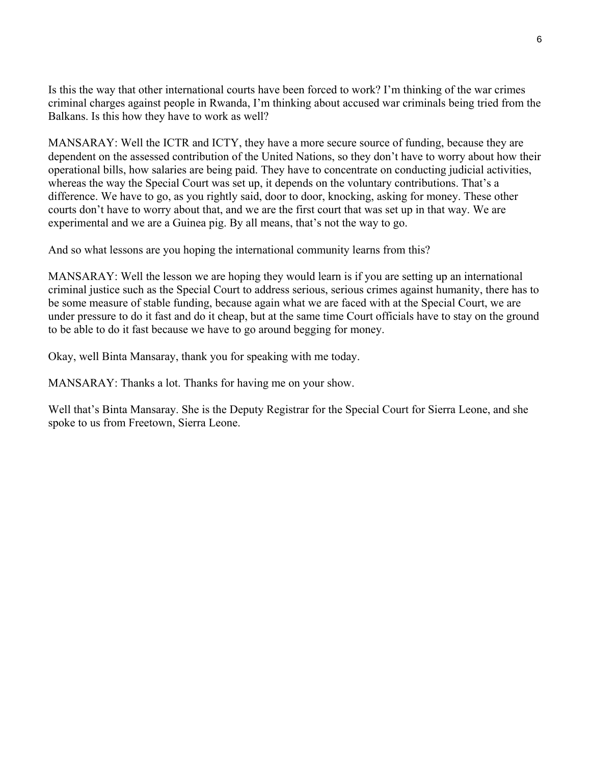Is this the way that other international courts have been forced to work? I'm thinking of the war crimes criminal charges against people in Rwanda, I'm thinking about accused war criminals being tried from the Balkans. Is this how they have to work as well?

MANSARAY: Well the ICTR and ICTY, they have a more secure source of funding, because they are dependent on the assessed contribution of the United Nations, so they don't have to worry about how their operational bills, how salaries are being paid. They have to concentrate on conducting judicial activities, whereas the way the Special Court was set up, it depends on the voluntary contributions. That's a difference. We have to go, as you rightly said, door to door, knocking, asking for money. These other courts don't have to worry about that, and we are the first court that was set up in that way. We are experimental and we are a Guinea pig. By all means, that's not the way to go.

And so what lessons are you hoping the international community learns from this?

MANSARAY: Well the lesson we are hoping they would learn is if you are setting up an international criminal justice such as the Special Court to address serious, serious crimes against humanity, there has to be some measure of stable funding, because again what we are faced with at the Special Court, we are under pressure to do it fast and do it cheap, but at the same time Court officials have to stay on the ground to be able to do it fast because we have to go around begging for money.

Okay, well Binta Mansaray, thank you for speaking with me today.

MANSARAY: Thanks a lot. Thanks for having me on your show.

Well that's Binta Mansaray. She is the Deputy Registrar for the Special Court for Sierra Leone, and she spoke to us from Freetown, Sierra Leone.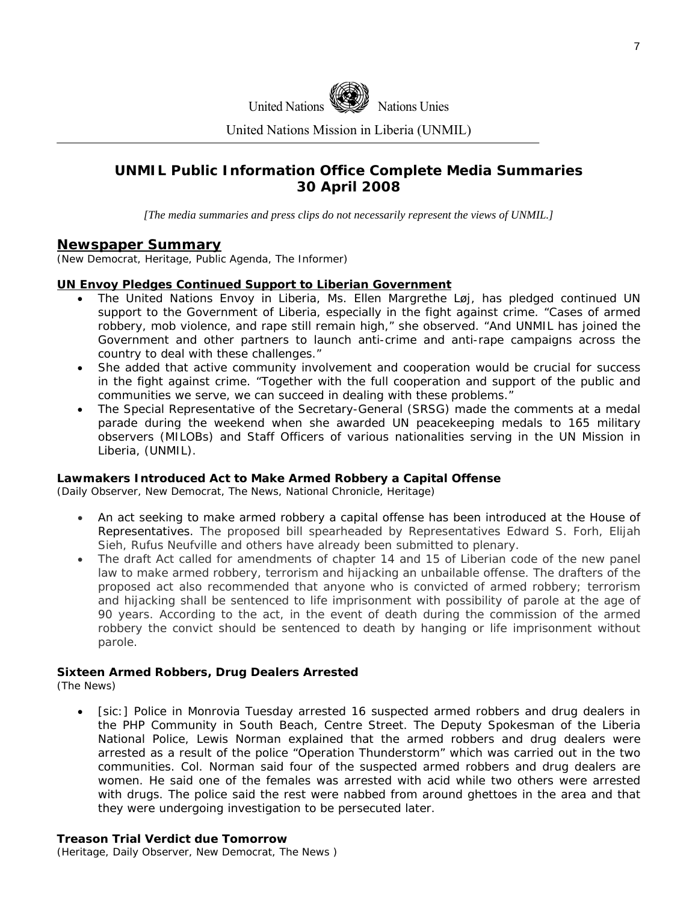United Nations Nations Unies

United Nations Mission in Liberia (UNMIL)

# UNMIL Public Information Office Complete Media Summaries
# 30 April 2008

*[The media summaries and press clips do not necessarily represent the views of UNMIL.]*

## Newspaper Summary

(New Democrat, Heritage, Public Agenda, The Informer)

### UN Envoy Pledges Continued Support to Liberian Government

- The United Nations Envoy in Liberia, Ms. Ellen Margrethe Løj, has pledged continued UN support to the Government of Liberia, especially in the fight against crime. "Cases of armed robbery, mob violence, and rape still remain high," she observed. "And UNMIL has joined the Government and other partners to launch anti-crime and anti-rape campaigns across the country to deal with these challenges."
- She added that active community involvement and cooperation would be crucial for success in the fight against crime. "Together with the full cooperation and support of the public and communities we serve, we can succeed in dealing with these problems."
- The Special Representative of the Secretary-General (SRSG) made the comments at a medal parade during the weekend when she awarded UN peacekeeping medals to 165 military observers (MILOBs) and Staff Officers of various nationalities serving in the UN Mission in Liberia, (UNMIL).

### Lawmakers Introduced Act to Make Armed Robbery a Capital Offense

(Daily Observer, New Democrat, The News, National Chronicle, Heritage)

- An act seeking to make armed robbery a capital offense has been introduced at the House of Representatives. The proposed bill spearheaded by Representatives Edward S. Forh, Elijah Sieh, Rufus Neufville and others have already been submitted to plenary.
- The draft Act called for amendments of chapter 14 and 15 of Liberian code of the new panel law to make armed robbery, terrorism and hijacking an unbailable offense. The drafters of the proposed act also recommended that anyone who is convicted of armed robbery; terrorism and hijacking shall be sentenced to life imprisonment with possibility of parole at the age of 90 years. According to the act, in the event of death during the commission of the armed robbery the convict should be sentenced to death by hanging or life imprisonment without parole.

### Sixteen Armed Robbers, Drug Dealers Arrested

(The News)

- [sic:] Police in Monrovia Tuesday arrested 16 suspected armed robbers and drug dealers in the PHP Community in South Beach, Centre Street. The Deputy Spokesman of the Liberia National Police, Lewis Norman explained that the armed robbers and drug dealers were arrested as a result of the police "Operation Thunderstorm" which was carried out in the two communities. Col. Norman said four of the suspected armed robbers and drug dealers are women. He said one of the females was arrested with acid while two others were arrested with drugs. The police said the rest were nabbed from around ghettoes in the area and that they were undergoing investigation to be persecuted later.

### Treason Trial Verdict due Tomorrow

(Heritage, Daily Observer, New Democrat, The News )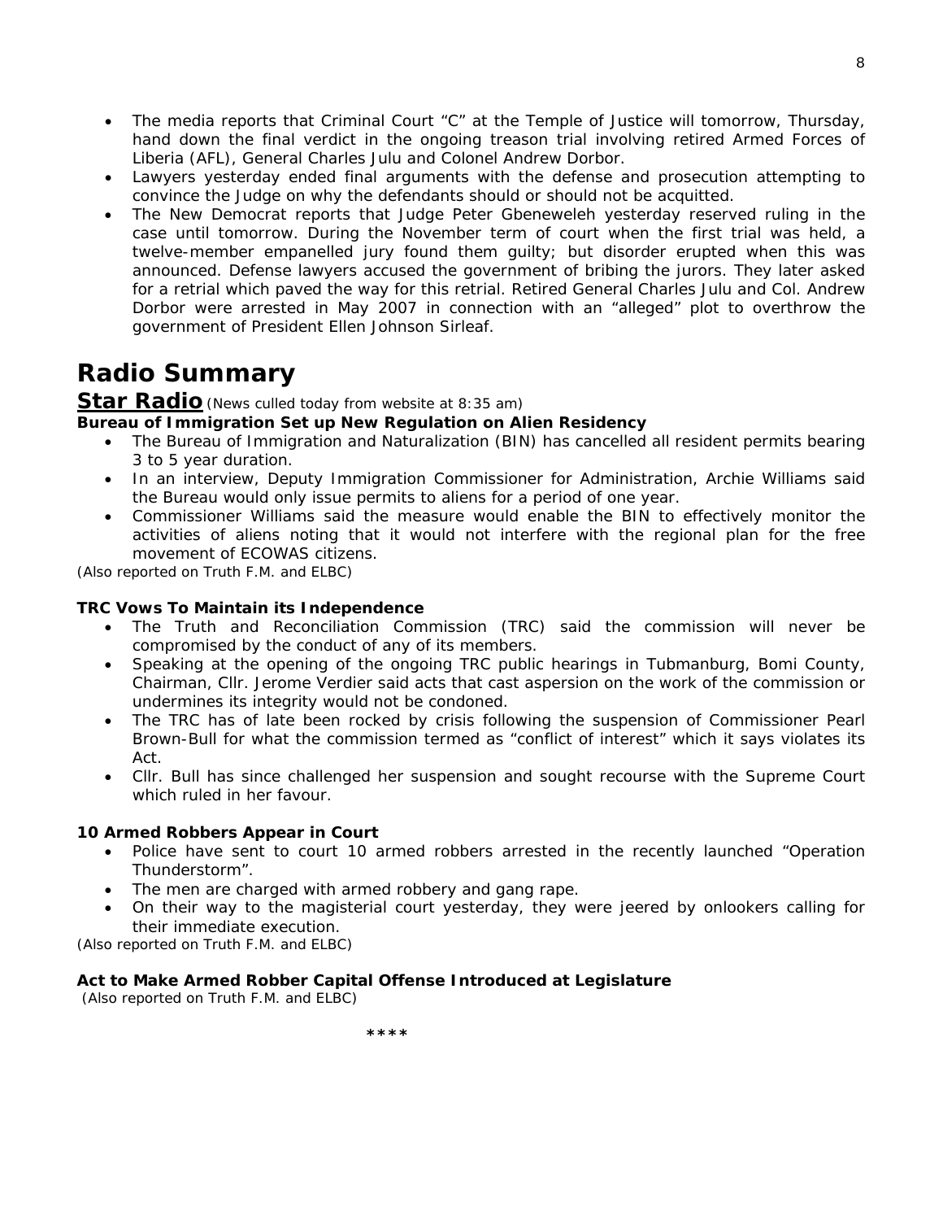- The media reports that Criminal Court "C" at the Temple of Justice will tomorrow, Thursday, hand down the final verdict in the ongoing treason trial involving retired Armed Forces of Liberia (AFL), General Charles Julu and Colonel Andrew Dorbor.
- Lawyers yesterday ended final arguments with the defense and prosecution attempting to convince the Judge on why the defendants should or should not be acquitted.
- The New Democrat reports that Judge Peter Gbeneweleh yesterday reserved ruling in the case until tomorrow. During the November term of court when the first trial was held, a twelve-member empanelled jury found them guilty; but disorder erupted when this was announced. Defense lawyers accused the government of bribing the jurors. They later asked for a retrial which paved the way for this retrial. Retired General Charles Julu and Col. Andrew Dorbor were arrested in May 2007 in connection with an "alleged" plot to overthrow the government of President Ellen Johnson Sirleaf.

# Radio Summary

## Star Radio *(News culled today from website at 8:35 am)*

**Bureau of Immigration Set up New Regulation on Alien Residency**

- The Bureau of Immigration and Naturalization (BIN) has cancelled all resident permits bearing 3 to 5 year duration.
- In an interview, Deputy Immigration Commissioner for Administration, Archie Williams said the Bureau would only issue permits to aliens for a period of one year.
- Commissioner Williams said the measure would enable the BIN to effectively monitor the activities of aliens noting that it would not interfere with the regional plan for the free movement of ECOWAS citizens.

*(Also reported on Truth F.M. and ELBC)*

**TRC Vows To Maintain its Independence**

- The Truth and Reconciliation Commission (TRC) said the commission will never be compromised by the conduct of any of its members.
- Speaking at the opening of the ongoing TRC public hearings in Tubmanburg, Bomi County, Chairman, Cllr. Jerome Verdier said acts that cast aspersion on the work of the commission or undermines its integrity would not be condoned.
- The TRC has of late been rocked by crisis following the suspension of Commissioner Pearl Brown-Bull for what the commission termed as "conflict of interest" which it says violates its Act.
- Cllr. Bull has since challenged her suspension and sought recourse with the Supreme Court which ruled in her favour.

**10 Armed Robbers Appear in Court**

- Police have sent to court 10 armed robbers arrested in the recently launched "Operation Thunderstorm".
- The men are charged with armed robbery and gang rape.
- On their way to the magisterial court yesterday, they were jeered by onlookers calling for their immediate execution.

*(Also reported on Truth F.M. and ELBC)*

**Act to Make Armed Robber Capital Offense Introduced at Legislature**

*(Also reported on Truth F.M. and ELBC)*

****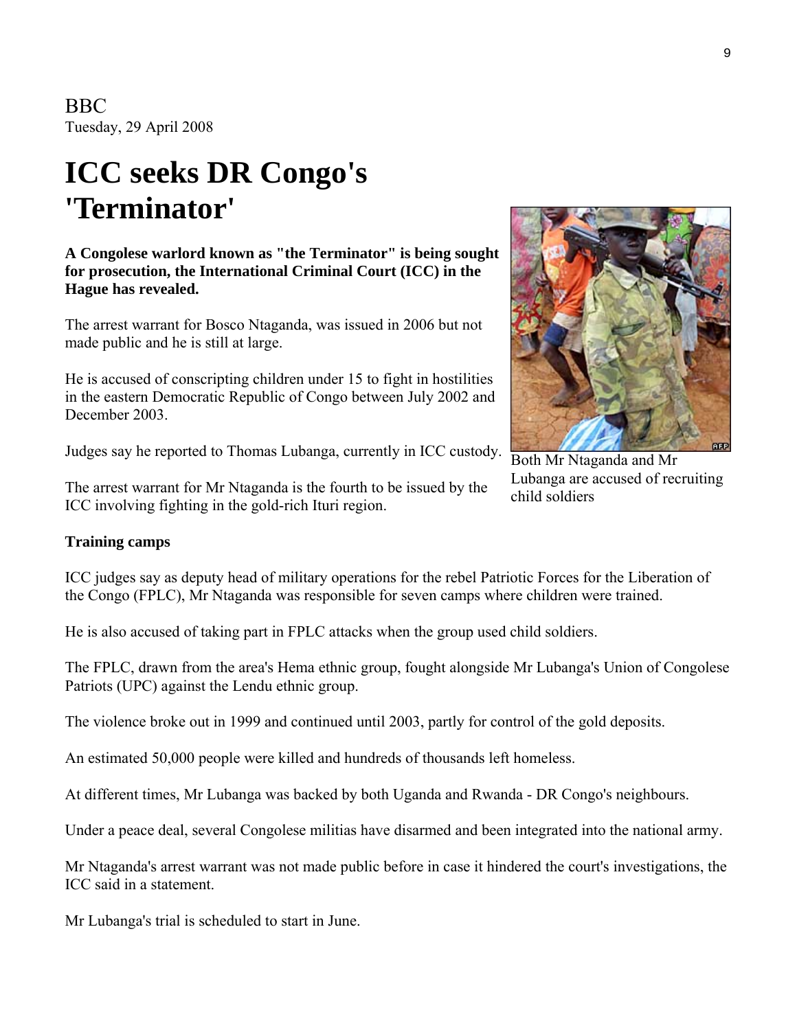BBC
Tuesday, 29 April 2008

# ICC seeks DR Congo's 'Terminator'

**A Congolese warlord known as "the Terminator" is being sought for prosecution, the International Criminal Court (ICC) in the Hague has revealed.**

The arrest warrant for Bosco Ntaganda, was issued in 2006 but not made public and he is still at large.

He is accused of conscripting children under 15 to fight in hostilities in the eastern Democratic Republic of Congo between July 2002 and December 2003.

Judges say he reported to Thomas Lubanga, currently in ICC custody.

The arrest warrant for Mr Ntaganda is the fourth to be issued by the ICC involving fighting in the gold-rich Ituri region.

Both Mr Ntaganda and Mr Lubanga are accused of recruiting child soldiers

**Training camps**

ICC judges say as deputy head of military operations for the rebel Patriotic Forces for the Liberation of the Congo (FPLC), Mr Ntaganda was responsible for seven camps where children were trained.

He is also accused of taking part in FPLC attacks when the group used child soldiers.

The FPLC, drawn from the area's Hema ethnic group, fought alongside Mr Lubanga's Union of Congolese Patriots (UPC) against the Lendu ethnic group.

The violence broke out in 1999 and continued until 2003, partly for control of the gold deposits.

An estimated 50,000 people were killed and hundreds of thousands left homeless.

At different times, Mr Lubanga was backed by both Uganda and Rwanda - DR Congo's neighbours.

Under a peace deal, several Congolese militias have disarmed and been integrated into the national army.

Mr Ntaganda's arrest warrant was not made public before in case it hindered the court's investigations, the ICC said in a statement.

Mr Lubanga's trial is scheduled to start in June.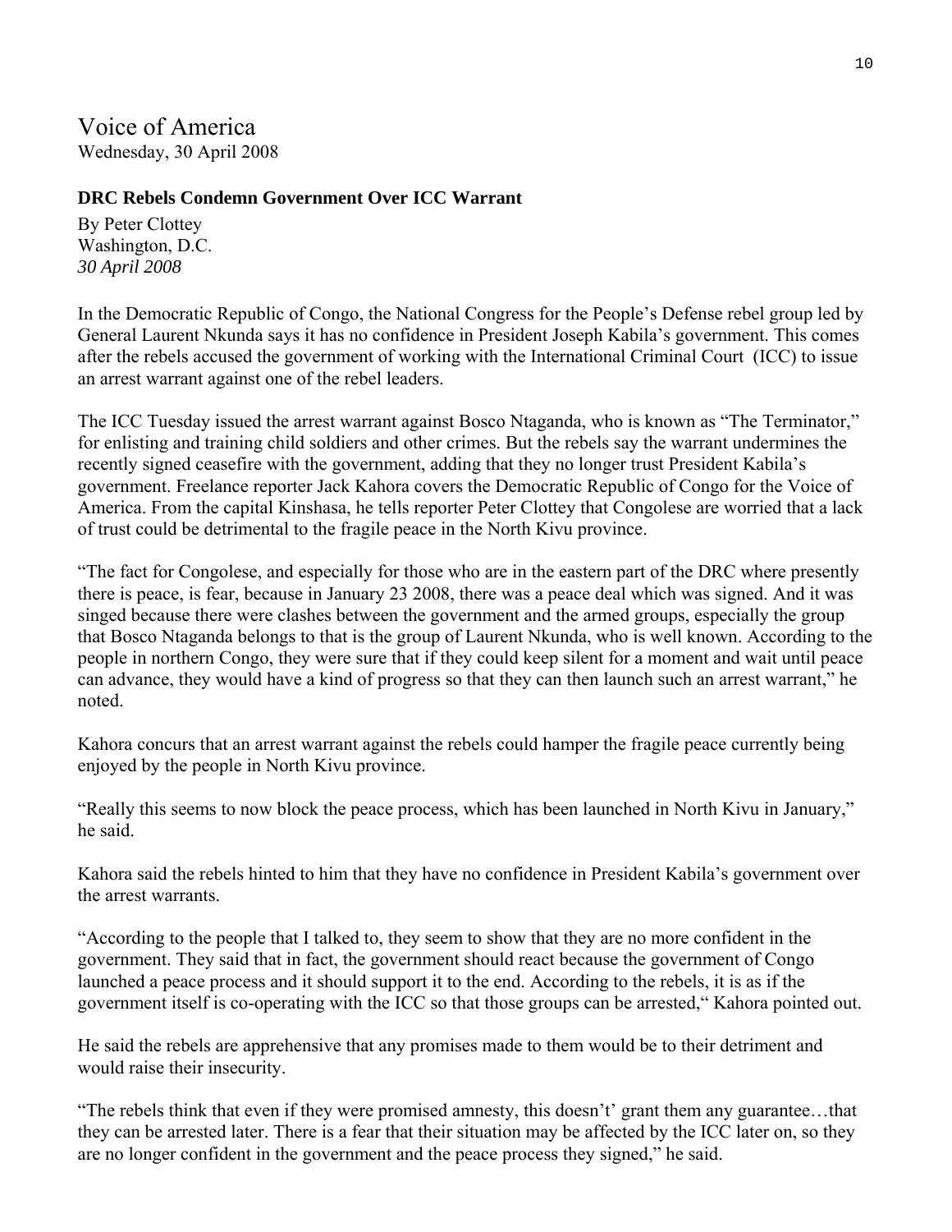# Voice of America

Wednesday, 30 April 2008

**DRC Rebels Condemn Government Over ICC Warrant**

By Peter Clottey
Washington, D.C.
*30 April 2008*

In the Democratic Republic of Congo, the National Congress for the People's Defense rebel group led by General Laurent Nkunda says it has no confidence in President Joseph Kabila's government. This comes after the rebels accused the government of working with the International Criminal Court (ICC) to issue an arrest warrant against one of the rebel leaders.

The ICC Tuesday issued the arrest warrant against Bosco Ntaganda, who is known as "The Terminator," for enlisting and training child soldiers and other crimes. But the rebels say the warrant undermines the recently signed ceasefire with the government, adding that they no longer trust President Kabila's government. Freelance reporter Jack Kahora covers the Democratic Republic of Congo for the Voice of America. From the capital Kinshasa, he tells reporter Peter Clottey that Congolese are worried that a lack of trust could be detrimental to the fragile peace in the North Kivu province.

"The fact for Congolese, and especially for those who are in the eastern part of the DRC where presently there is peace, is fear, because in January 23 2008, there was a peace deal which was signed. And it was singed because there were clashes between the government and the armed groups, especially the group that Bosco Ntaganda belongs to that is the group of Laurent Nkunda, who is well known. According to the people in northern Congo, they were sure that if they could keep silent for a moment and wait until peace can advance, they would have a kind of progress so that they can then launch such an arrest warrant," he noted.

Kahora concurs that an arrest warrant against the rebels could hamper the fragile peace currently being enjoyed by the people in North Kivu province.

"Really this seems to now block the peace process, which has been launched in North Kivu in January," he said.

Kahora said the rebels hinted to him that they have no confidence in President Kabila's government over the arrest warrants.

"According to the people that I talked to, they seem to show that they are no more confident in the government. They said that in fact, the government should react because the government of Congo launched a peace process and it should support it to the end. According to the rebels, it is as if the government itself is co-operating with the ICC so that those groups can be arrested," Kahora pointed out.

He said the rebels are apprehensive that any promises made to them would be to their detriment and would raise their insecurity.

"The rebels think that even if they were promised amnesty, this doesn't' grant them any guarantee…that they can be arrested later. There is a fear that their situation may be affected by the ICC later on, so they are no longer confident in the government and the peace process they signed," he said.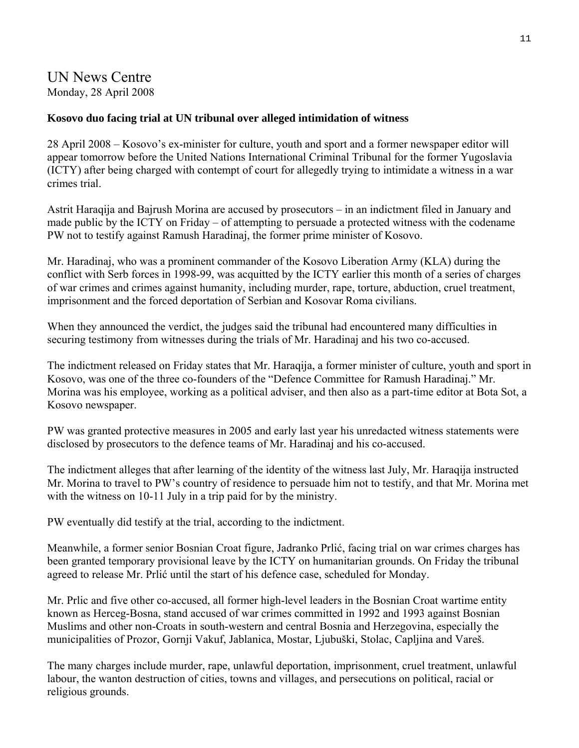# UN News Centre

Monday, 28 April 2008

**Kosovo duo facing trial at UN tribunal over alleged intimidation of witness**

28 April 2008 – Kosovo's ex-minister for culture, youth and sport and a former newspaper editor will appear tomorrow before the United Nations International Criminal Tribunal for the former Yugoslavia (ICTY) after being charged with contempt of court for allegedly trying to intimidate a witness in a war crimes trial.

Astrit Haraqija and Bajrush Morina are accused by prosecutors – in an indictment filed in January and made public by the ICTY on Friday – of attempting to persuade a protected witness with the codename PW not to testify against Ramush Haradinaj, the former prime minister of Kosovo.

Mr. Haradinaj, who was a prominent commander of the Kosovo Liberation Army (KLA) during the conflict with Serb forces in 1998-99, was acquitted by the ICTY earlier this month of a series of charges of war crimes and crimes against humanity, including murder, rape, torture, abduction, cruel treatment, imprisonment and the forced deportation of Serbian and Kosovar Roma civilians.

When they announced the verdict, the judges said the tribunal had encountered many difficulties in securing testimony from witnesses during the trials of Mr. Haradinaj and his two co-accused.

The indictment released on Friday states that Mr. Haraqija, a former minister of culture, youth and sport in Kosovo, was one of the three co-founders of the "Defence Committee for Ramush Haradinaj." Mr. Morina was his employee, working as a political adviser, and then also as a part-time editor at Bota Sot, a Kosovo newspaper.

PW was granted protective measures in 2005 and early last year his unredacted witness statements were disclosed by prosecutors to the defence teams of Mr. Haradinaj and his co-accused.

The indictment alleges that after learning of the identity of the witness last July, Mr. Haraqija instructed Mr. Morina to travel to PW's country of residence to persuade him not to testify, and that Mr. Morina met with the witness on 10-11 July in a trip paid for by the ministry.

PW eventually did testify at the trial, according to the indictment.

Meanwhile, a former senior Bosnian Croat figure, Jadranko Prlić, facing trial on war crimes charges has been granted temporary provisional leave by the ICTY on humanitarian grounds. On Friday the tribunal agreed to release Mr. Prlić until the start of his defence case, scheduled for Monday.

Mr. Prlic and five other co-accused, all former high-level leaders in the Bosnian Croat wartime entity known as Herceg-Bosna, stand accused of war crimes committed in 1992 and 1993 against Bosnian Muslims and other non-Croats in south-western and central Bosnia and Herzegovina, especially the municipalities of Prozor, Gornji Vakuf, Jablanica, Mostar, Ljubuški, Stolac, Capljina and Vareš.

The many charges include murder, rape, unlawful deportation, imprisonment, cruel treatment, unlawful labour, the wanton destruction of cities, towns and villages, and persecutions on political, racial or religious grounds.